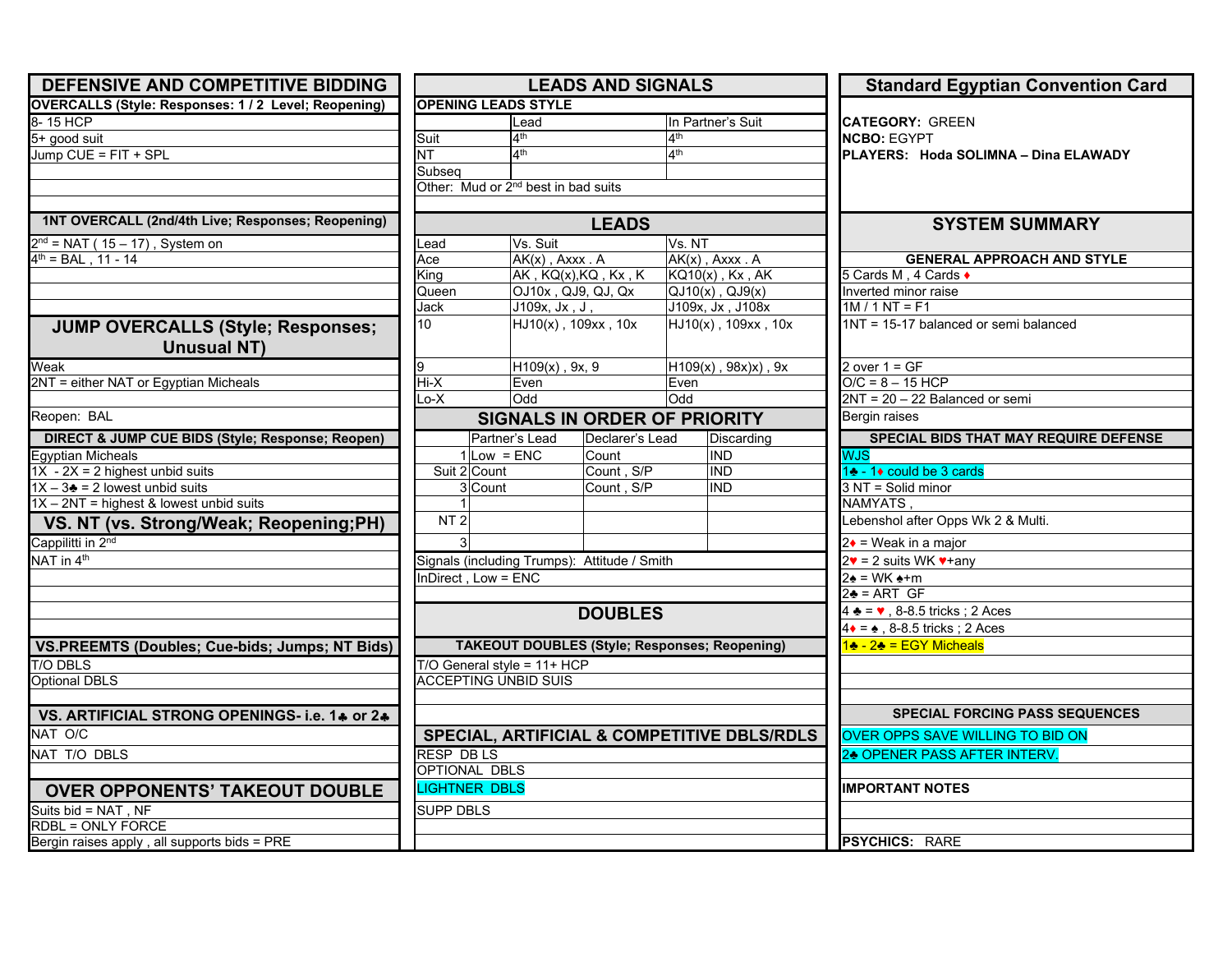## DEFENSIVE AND COMPETITIVE BIDDING

**OVERCALLS (Style: Responses: 1 / 2 Level; Reopening)**

8- 15 HCP
5+ good suit
Jump CUE = FIT + SPL

**1NT OVERCALL (2nd/4th Live; Responses; Reopening)**

2nd = NAT ( 15 – 17) , System on
4th = BAL , 11 - 14

### JUMP OVERCALLS (Style; Responses; Unusual NT)

Weak
2NT = either NAT or Egyptian Micheals

Reopen: BAL

**DIRECT & JUMP CUE BIDS (Style; Response; Reopen)**

Egyptian Micheals
1X - 2X = 2 highest unbid suits
1X – 3♣ = 2 lowest unbid suits
1X – 2NT = highest & lowest unbid suits

### VS. NT (vs. Strong/Weak; Reopening;PH)

Cappilitti in 2nd
NAT in 4th

### VS.PREEMTS (Doubles; Cue-bids; Jumps; NT Bids)

T/O DBLS
Optional DBLS

### VS. ARTIFICIAL STRONG OPENINGS- i.e. 1♣ or 2♣

NAT O/C
NAT T/O DBLS

### OVER OPPONENTS' TAKEOUT DOUBLE

Suits bid = NAT , NF
RDBL = ONLY FORCE
Bergin raises apply , all supports bids = PRE

## LEADS AND SIGNALS

**OPENING LEADS STYLE**

| | Lead | In Partner's Suit |
|---|---|---|
| Suit | 4th | 4th |
| NT | 4th | 4th |
| Subseq | | |

Other: Mud or 2nd best in bad suits

### LEADS

| Lead | Vs. Suit | Vs. NT |
|---|---|---|
| Ace | AK(x) , Axxx . A | AK(x) , Axxx . A |
| King | AK , KQ(x),KQ , Kx , K | KQ10(x) , Kx , AK |
| Queen | OJ10x , QJ9, QJ, Qx | QJ10(x) , QJ9(x) |
| Jack | J109x, Jx , J , | J109x, Jx , J108x |
| 10 | HJ10(x) , 109xx , 10x | HJ10(x) , 109xx , 10x |
| 9 | H109(x) , 9x, 9 | H109(x) , 98x)x) , 9x |
| Hi-X | Even | Even |
| Lo-X | Odd | Odd |

### SIGNALS IN ORDER OF PRIORITY

| | | Partner's Lead | Declarer's Lead | Discarding |
|---|---|---|---|---|
| | 1 | Low = ENC | Count | IND |
| Suit | 2 | Count | Count , S/P | IND |
| | 3 | Count | Count , S/P | IND |
| | 1 | | | |
| NT | 2 | | | |
| | 3 | | | |

Signals (including Trumps): Attitude / Smith
InDirect , Low = ENC

### DOUBLES

**TAKEOUT DOUBLES (Style; Responses; Reopening)**

T/O General style = 11+ HCP
ACCEPTING UNBID SUIS

**SPECIAL, ARTIFICIAL & COMPETITIVE DBLS/RDLS**

RESP DB LS
OPTIONAL DBLS
LIGHTNER DBLS
SUPP DBLS

## Standard Egyptian Convention Card

**CATEGORY:** GREEN
**NCBO:** EGYPT
**PLAYERS: Hoda SOLIMNA – Dina ELAWADY**

### SYSTEM SUMMARY

**GENERAL APPROACH AND STYLE**

5 Cards M , 4 Cards ♦
Inverted minor raise
1M / 1 NT = F1
1NT = 15-17 balanced or semi balanced
2 over 1 = GF
O/C = 8 – 15 HCP
2NT = 20 – 22 Balanced or semi
Bergin raises

**SPECIAL BIDS THAT MAY REQUIRE DEFENSE**

WJS
1♣ - 1♦ could be 3 cards
3 NT = Solid minor
NAMYATS ,
Lebenshol after Opps Wk 2 & Multi.
2♦ = Weak in a major
2♥ = 2 suits WK ♥+any
2♠ = WK ♠+m
2♣ = ART GF
4 ♣ = ♥ , 8-8.5 tricks ; 2 Aces
4♦ = ♠ , 8-8.5 tricks ; 2 Aces
1♣ - 2♣ = EGY Micheals

**SPECIAL FORCING PASS SEQUENCES**

OVER OPPS SAVE WILLING TO BID ON
2♣ OPENER PASS AFTER INTERV.

**IMPORTANT NOTES**

**PSYCHICS:** RARE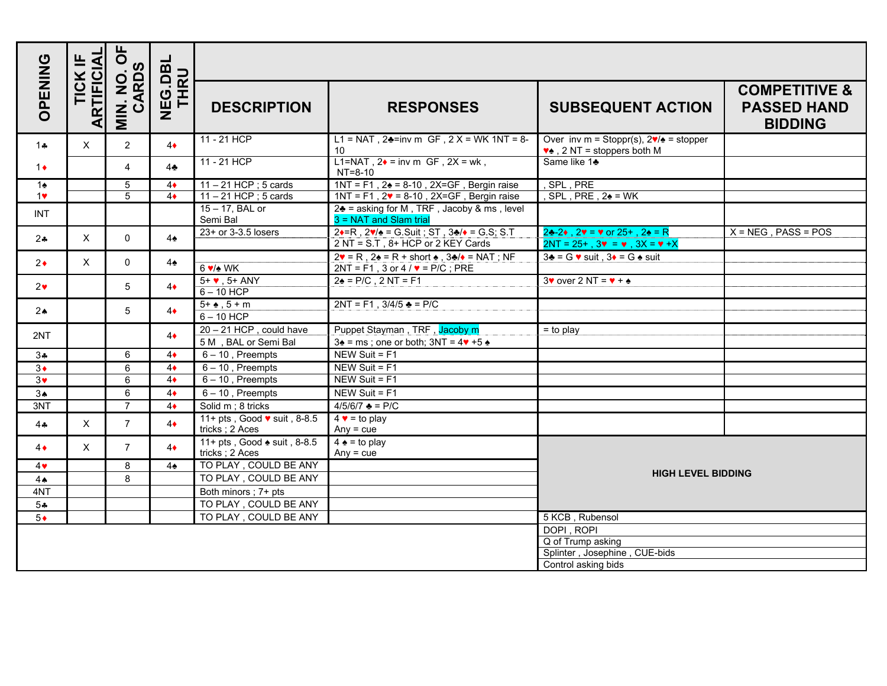| OPENING | TICK IF ARTIFICIAL | MIN. NO. OF CARDS | NEG.DBL THRU | DESCRIPTION | RESPONSES | SUBSEQUENT ACTION | COMPETITIVE & PASSED HAND BIDDING |
|---|---|---|---|---|---|---|---|
| 1♣ | X | 2 | 4♦ | 11 - 21 HCP | L1 = NAT , 2♣=inv m GF , 2 X = WK 1NT = 8-10 | Over inv m = Stoppr(s), 2♥/♠ = stopper ♥♠ , 2 NT = stoppers both M | |
| 1♦ | | 4 | 4♣ | 11 - 21 HCP | L1=NAT , 2♦ = inv m GF , 2X = wk , NT=8-10 | Same like 1♣ | |
| 1♠ | | 5 | 4♦ | 11 – 21 HCP ; 5 cards | 1NT = F1 , 2♠ = 8-10 , 2X=GF , Bergin raise | , SPL , PRE | |
| 1♥ | | 5 | 4♦ | 11 – 21 HCP ; 5 cards | 1NT = F1 , 2♥ = 8-10 , 2X=GF , Bergin raise | , SPL , PRE , 2♠ = WK | |
| INT | | | | 15 – 17, BAL or Semi Bal | 2♣ = asking for M , TRF , Jacoby & ms , level 3 = NAT and Slam trial | | |
| 2♣ | X | 0 | 4♠ | 23+ or 3-3.5 losers | 2♦=R , 2♥/♠ = G.Suit ; ST , 3♣/♦ = G.S; S.T 2 NT = S.T , 8+ HCP or 2 KEY Cards | 2♣-2♦ , 2♥ = ♥ or 25+ , 2♠ = R 2NT = 25+ , 3♥ = ♥ , 3X = ♥ +X | X = NEG , PASS = POS |
| 2♦ | X | 0 | 4♠ | 6 ♥/♠ WK | 2♥ = R , 2♠ = R + short ♠ , 3♣/♦ = NAT ; NF 2NT = F1 , 3 or 4 / ♥ = P/C ; PRE | 3♣ = G ♥ suit , 3♦ = G ♠ suit | |
| 2♥ | | 5 | 4♦ | 5+ ♥ , 5+ ANY 6 – 10 HCP | 2♠ = P/C , 2 NT = F1 | 3♥ over 2 NT = ♥ + ♠ | |
| 2♠ | | 5 | 4♦ | 5+ ♠ , 5 + m 6 – 10 HCP | 2NT = F1 , 3/4/5 ♣ = P/C | | |
| 2NT | | | 4♦ | 20 – 21 HCP , could have 5 M , BAL or Semi Bal | Puppet Stayman , TRF , Jacoby m 3♠ = ms ; one or both; 3NT = 4♥ +5 ♠ | = to play | |
| 3♣ | | 6 | 4♦ | 6 – 10 , Preempts | NEW Suit = F1 | | |
| 3♦ | | 6 | 4♦ | 6 – 10 , Preempts | NEW Suit = F1 | | |
| 3♥ | | 6 | 4♦ | 6 – 10 , Preempts | NEW Suit = F1 | | |
| 3♠ | | 6 | 4♦ | 6 – 10 , Preempts | NEW Suit = F1 | | |
| 3NT | | 7 | 4♦ | Solid m ; 8 tricks | 4/5/6/7 ♣ = P/C | | |
| 4♣ | X | 7 | 4♦ | 11+ pts , Good ♥ suit , 8-8.5 tricks ; 2 Aces | 4 ♥ = to play Any = cue | | |
| 4♦ | X | 7 | 4♦ | 11+ pts , Good ♠ suit , 8-8.5 tricks ; 2 Aces | 4 ♠ = to play Any = cue | **HIGH LEVEL BIDDING** | |
| 4♥ | | 8 | 4♠ | TO PLAY , COULD BE ANY | | | |
| 4♠ | | 8 | | TO PLAY , COULD BE ANY | | | |
| 4NT | | | | Both minors ; 7+ pts | | | |
| 5♣ | | | | TO PLAY , COULD BE ANY | | | |
| 5♦ | | | | TO PLAY , COULD BE ANY | | 5 KCB , Rubensol | |
| | | | | | | DOPI , ROPI | |
| | | | | | | Q of Trump asking | |
| | | | | | | Splinter , Josephine , CUE-bids | |
| | | | | | | Control asking bids | |